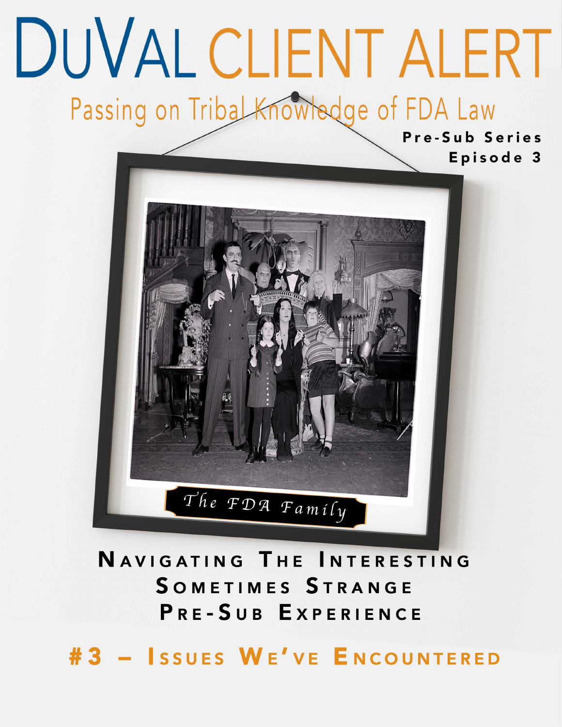# DuVal Client Alert

Passing on Tribal Knowledge of FDA Law

**Pre-Sub Series**
**Episode 3**

*The FDA Family*

## Navigating The Interesting Sometimes Strange Pre-Sub Experience

## #3 – Issues We've Encountered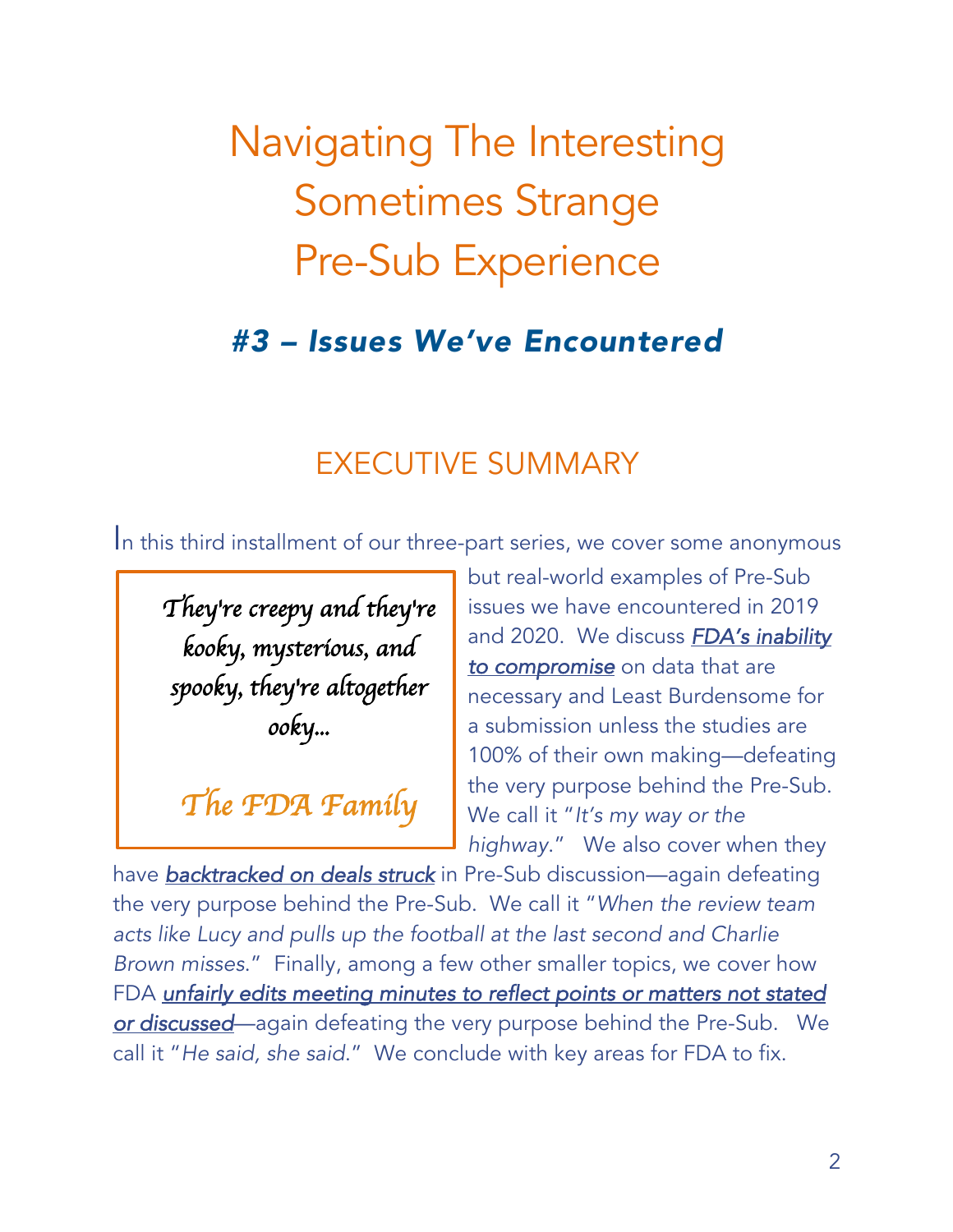# Navigating The Interesting Sometimes Strange Pre-Sub Experience

## *#3 – Issues We've Encountered*

## EXECUTIVE SUMMARY

> *They're creepy and they're kooky, mysterious, and spooky, they're altogether ooky...*
>
> *The FDA Family*

In this third installment of our three-part series, we cover some anonymous but real-world examples of Pre-Sub issues we have encountered in 2019 and 2020. We discuss ***FDA's inability to compromise*** on data that are necessary and Least Burdensome for a submission unless the studies are 100% of their own making—defeating the very purpose behind the Pre-Sub. We call it "*It's my way or the highway*." We also cover when they have ***backtracked on deals struck*** in Pre-Sub discussion—again defeating the very purpose behind the Pre-Sub. We call it "*When the review team acts like Lucy and pulls up the football at the last second and Charlie Brown misses*." Finally, among a few other smaller topics, we cover how FDA ***unfairly edits meeting minutes to reflect points or matters not stated or discussed***—again defeating the very purpose behind the Pre-Sub. We call it "*He said, she said*." We conclude with key areas for FDA to fix.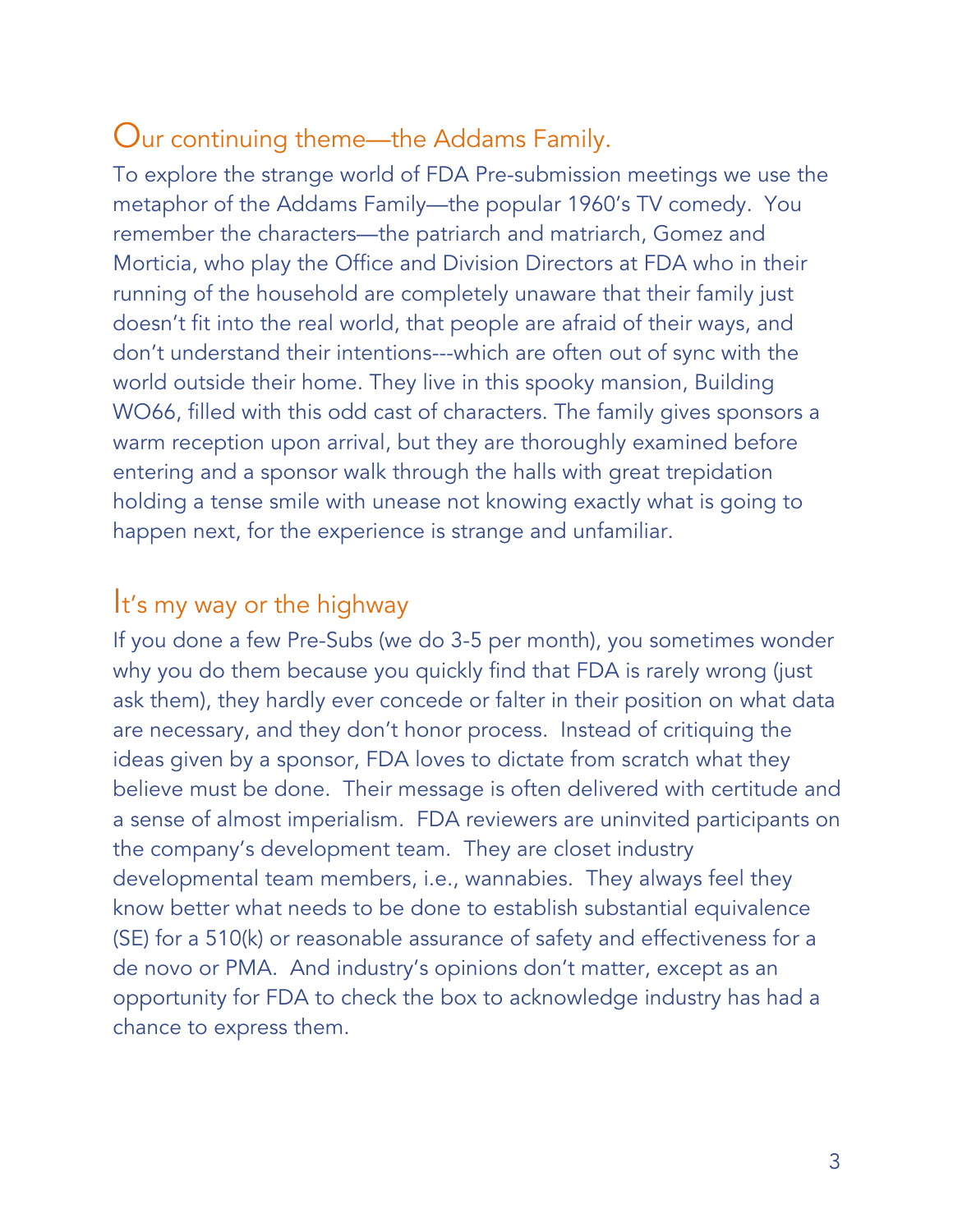## Our continuing theme—the Addams Family.

To explore the strange world of FDA Pre-submission meetings we use the metaphor of the Addams Family—the popular 1960's TV comedy. You remember the characters—the patriarch and matriarch, Gomez and Morticia, who play the Office and Division Directors at FDA who in their running of the household are completely unaware that their family just doesn't fit into the real world, that people are afraid of their ways, and don't understand their intentions---which are often out of sync with the world outside their home. They live in this spooky mansion, Building WO66, filled with this odd cast of characters. The family gives sponsors a warm reception upon arrival, but they are thoroughly examined before entering and a sponsor walk through the halls with great trepidation holding a tense smile with unease not knowing exactly what is going to happen next, for the experience is strange and unfamiliar.

## It's my way or the highway

If you done a few Pre-Subs (we do 3-5 per month), you sometimes wonder why you do them because you quickly find that FDA is rarely wrong (just ask them), they hardly ever concede or falter in their position on what data are necessary, and they don't honor process. Instead of critiquing the ideas given by a sponsor, FDA loves to dictate from scratch what they believe must be done. Their message is often delivered with certitude and a sense of almost imperialism. FDA reviewers are uninvited participants on the company's development team. They are closet industry developmental team members, i.e., wannabies. They always feel they know better what needs to be done to establish substantial equivalence (SE) for a 510(k) or reasonable assurance of safety and effectiveness for a de novo or PMA. And industry's opinions don't matter, except as an opportunity for FDA to check the box to acknowledge industry has had a chance to express them.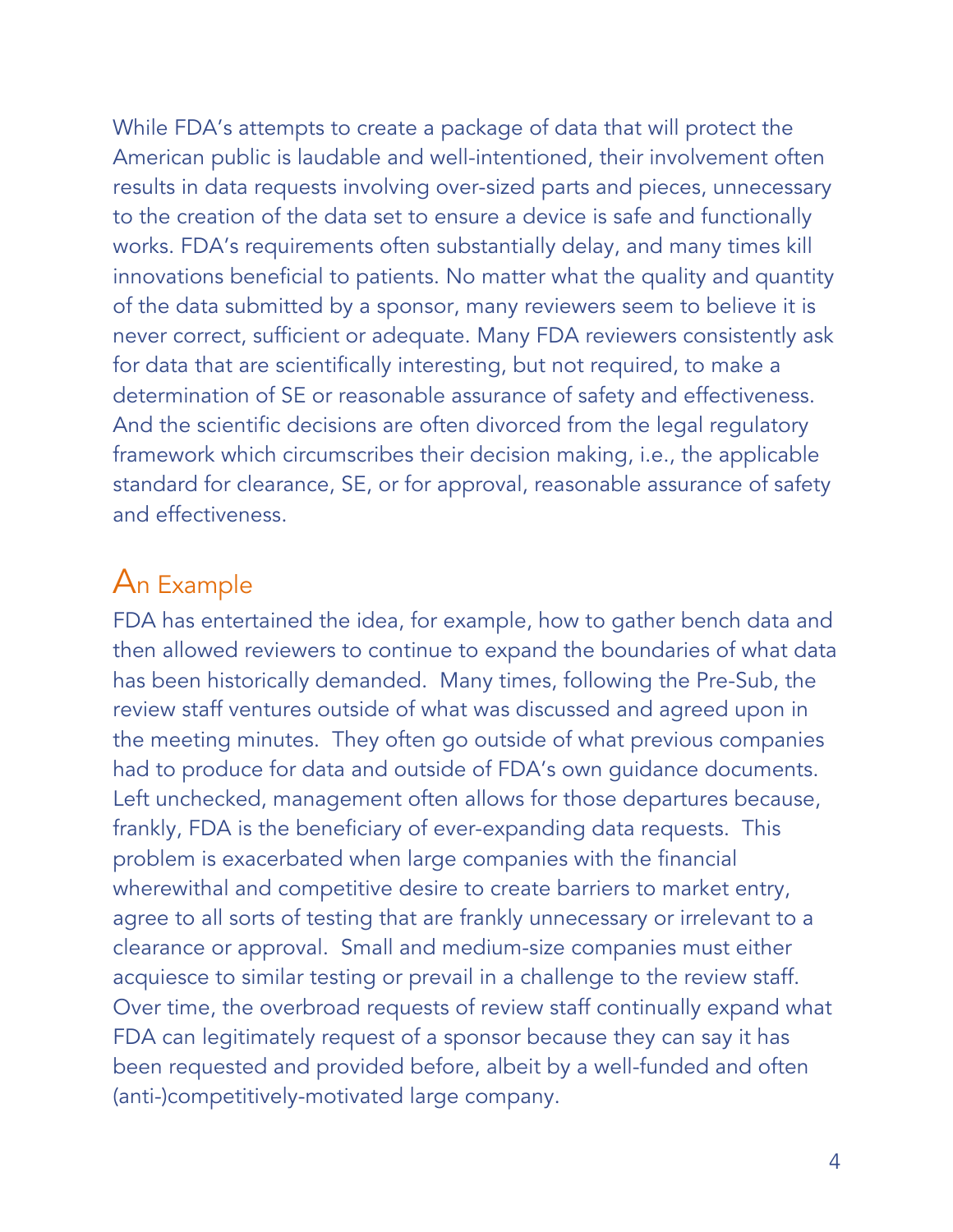While FDA's attempts to create a package of data that will protect the American public is laudable and well-intentioned, their involvement often results in data requests involving over-sized parts and pieces, unnecessary to the creation of the data set to ensure a device is safe and functionally works. FDA's requirements often substantially delay, and many times kill innovations beneficial to patients. No matter what the quality and quantity of the data submitted by a sponsor, many reviewers seem to believe it is never correct, sufficient or adequate. Many FDA reviewers consistently ask for data that are scientifically interesting, but not required, to make a determination of SE or reasonable assurance of safety and effectiveness. And the scientific decisions are often divorced from the legal regulatory framework which circumscribes their decision making, i.e., the applicable standard for clearance, SE, or for approval, reasonable assurance of safety and effectiveness.

## An Example

FDA has entertained the idea, for example, how to gather bench data and then allowed reviewers to continue to expand the boundaries of what data has been historically demanded. Many times, following the Pre-Sub, the review staff ventures outside of what was discussed and agreed upon in the meeting minutes. They often go outside of what previous companies had to produce for data and outside of FDA's own guidance documents. Left unchecked, management often allows for those departures because, frankly, FDA is the beneficiary of ever-expanding data requests. This problem is exacerbated when large companies with the financial wherewithal and competitive desire to create barriers to market entry, agree to all sorts of testing that are frankly unnecessary or irrelevant to a clearance or approval. Small and medium-size companies must either acquiesce to similar testing or prevail in a challenge to the review staff. Over time, the overbroad requests of review staff continually expand what FDA can legitimately request of a sponsor because they can say it has been requested and provided before, albeit by a well-funded and often (anti-)competitively-motivated large company.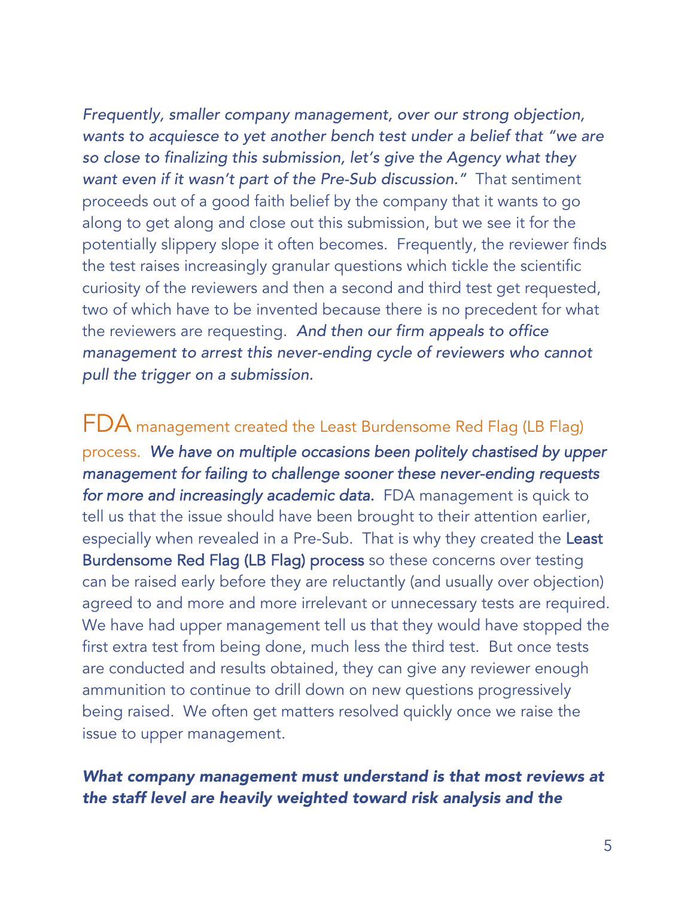*Frequently, smaller company management, over our strong objection, wants to acquiesce to yet another bench test under a belief that "we are so close to finalizing this submission, let's give the Agency what they want even if it wasn't part of the Pre-Sub discussion."* That sentiment proceeds out of a good faith belief by the company that it wants to go along to get along and close out this submission, but we see it for the potentially slippery slope it often becomes. Frequently, the reviewer finds the test raises increasingly granular questions which tickle the scientific curiosity of the reviewers and then a second and third test get requested, two of which have to be invented because there is no precedent for what the reviewers are requesting. *And then our firm appeals to office management to arrest this never-ending cycle of reviewers who cannot pull the trigger on a submission.*

FDA management created the Least Burdensome Red Flag (LB Flag) process. ***We have on multiple occasions been politely chastised by upper management for failing to challenge sooner these never-ending requests for more and increasingly academic data.*** FDA management is quick to tell us that the issue should have been brought to their attention earlier, especially when revealed in a Pre-Sub. That is why they created the **Least Burdensome Red Flag (LB Flag) process** so these concerns over testing can be raised early before they are reluctantly (and usually over objection) agreed to and more and more irrelevant or unnecessary tests are required. We have had upper management tell us that they would have stopped the first extra test from being done, much less the third test. But once tests are conducted and results obtained, they can give any reviewer enough ammunition to continue to drill down on new questions progressively being raised. We often get matters resolved quickly once we raise the issue to upper management.

***What company management must understand is that most reviews at the staff level are heavily weighted toward risk analysis and the***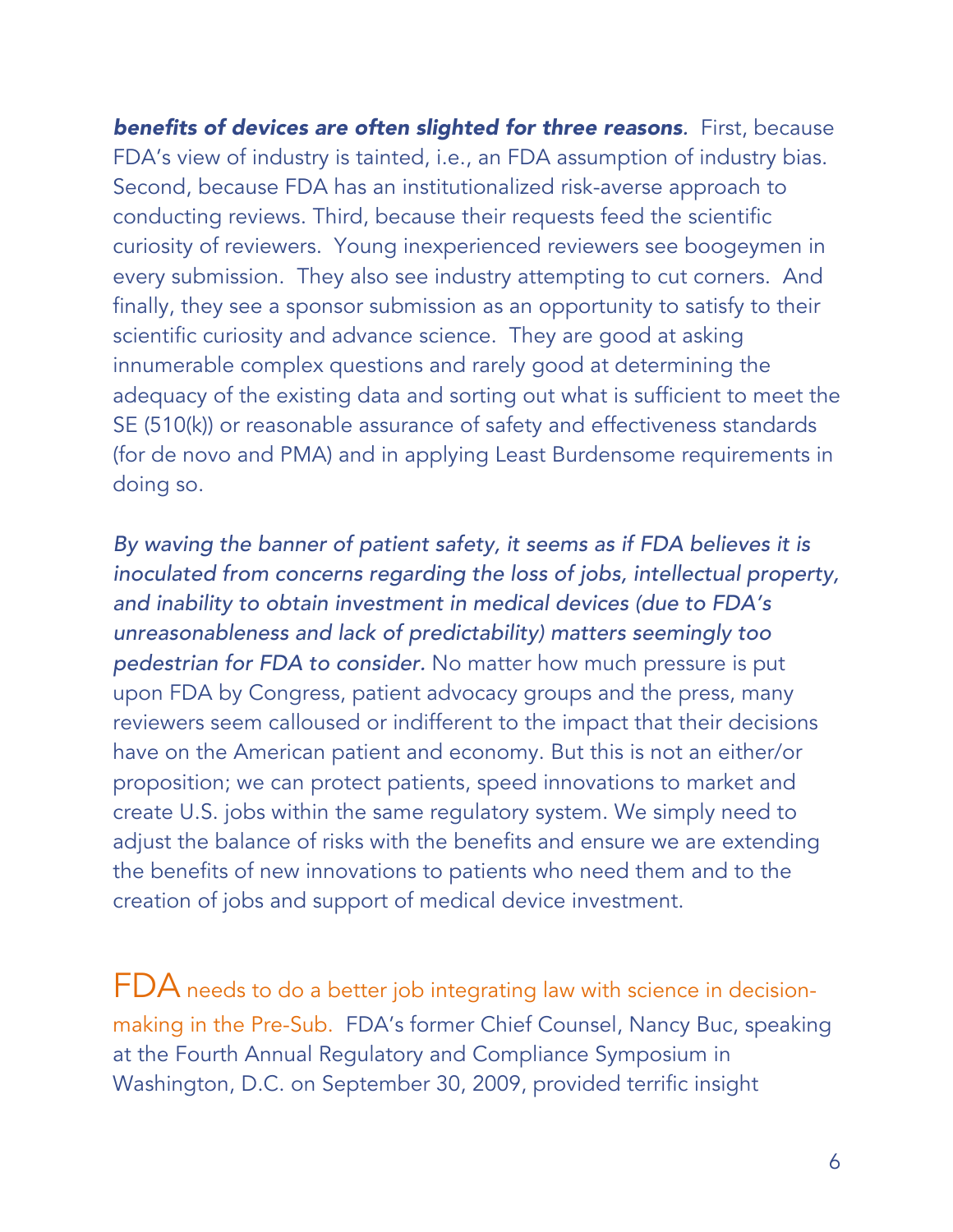***benefits of devices are often slighted for three reasons***. First, because FDA's view of industry is tainted, i.e., an FDA assumption of industry bias. Second, because FDA has an institutionalized risk-averse approach to conducting reviews. Third, because their requests feed the scientific curiosity of reviewers. Young inexperienced reviewers see boogeymen in every submission. They also see industry attempting to cut corners. And finally, they see a sponsor submission as an opportunity to satisfy to their scientific curiosity and advance science. They are good at asking innumerable complex questions and rarely good at determining the adequacy of the existing data and sorting out what is sufficient to meet the SE (510(k)) or reasonable assurance of safety and effectiveness standards (for de novo and PMA) and in applying Least Burdensome requirements in doing so.

*By waving the banner of patient safety, it seems as if FDA believes it is inoculated from concerns regarding the loss of jobs, intellectual property, and inability to obtain investment in medical devices (due to FDA's unreasonableness and lack of predictability) matters seemingly too pedestrian for FDA to consider.* No matter how much pressure is put upon FDA by Congress, patient advocacy groups and the press, many reviewers seem calloused or indifferent to the impact that their decisions have on the American patient and economy. But this is not an either/or proposition; we can protect patients, speed innovations to market and create U.S. jobs within the same regulatory system. We simply need to adjust the balance of risks with the benefits and ensure we are extending the benefits of new innovations to patients who need them and to the creation of jobs and support of medical device investment.

FDA needs to do a better job integrating law with science in decision-making in the Pre-Sub. FDA's former Chief Counsel, Nancy Buc, speaking at the Fourth Annual Regulatory and Compliance Symposium in Washington, D.C. on September 30, 2009, provided terrific insight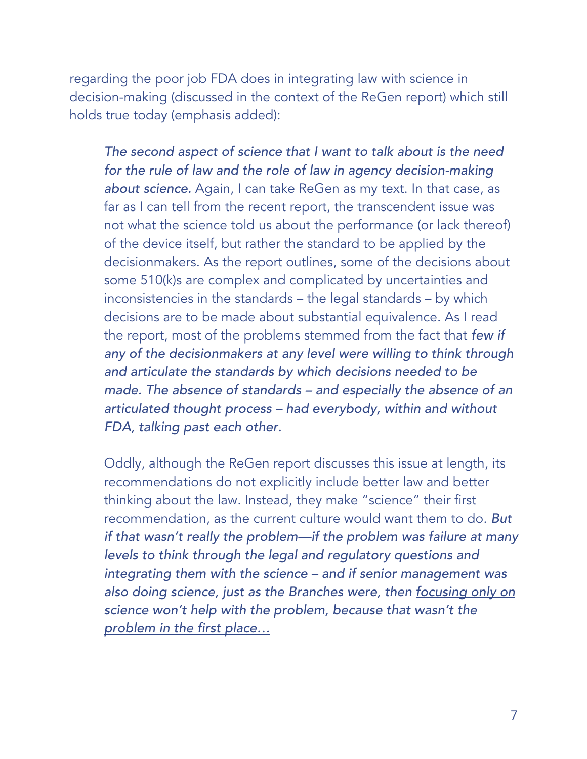regarding the poor job FDA does in integrating law with science in decision-making (discussed in the context of the ReGen report) which still holds true today (emphasis added):

> *The second aspect of science that I want to talk about is the need for the rule of law and the role of law in agency decision-making about science.* Again, I can take ReGen as my text. In that case, as far as I can tell from the recent report, the transcendent issue was not what the science told us about the performance (or lack thereof) of the device itself, but rather the standard to be applied by the decisionmakers. As the report outlines, some of the decisions about some 510(k)s are complex and complicated by uncertainties and inconsistencies in the standards – the legal standards – by which decisions are to be made about substantial equivalence. As I read the report, most of the problems stemmed from the fact that *few if any of the decisionmakers at any level were willing to think through and articulate the standards by which decisions needed to be made. The absence of standards – and especially the absence of an articulated thought process – had everybody, within and without FDA, talking past each other.*
>
> Oddly, although the ReGen report discusses this issue at length, its recommendations do not explicitly include better law and better thinking about the law. Instead, they make "science" their first recommendation, as the current culture would want them to do. *But if that wasn't really the problem—if the problem was failure at many levels to think through the legal and regulatory questions and integrating them with the science – and if senior management was also doing science, just as the Branches were, then <u>focusing only on science won't help with the problem, because that wasn't the problem in the first place…</u>*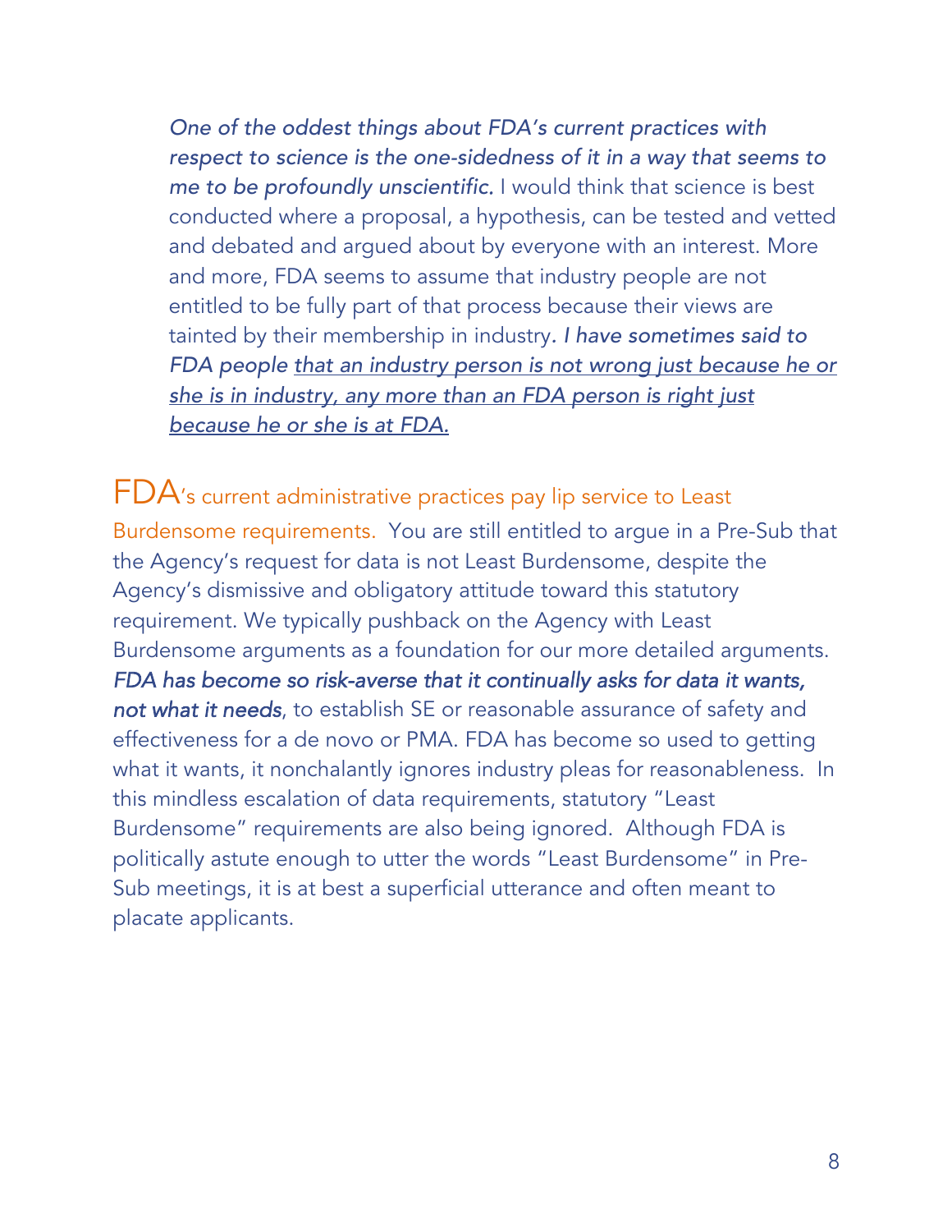> *One of the oddest things about FDA's current practices with respect to science is the one-sidedness of it in a way that seems to me to be profoundly unscientific.* I would think that science is best conducted where a proposal, a hypothesis, can be tested and vetted and debated and argued about by everyone with an interest. More and more, FDA seems to assume that industry people are not entitled to be fully part of that process because their views are tainted by their membership in industry*. I have sometimes said to FDA people* <u>*that an industry person is not wrong just because he or she is in industry, any more than an FDA person is right just because he or she is at FDA.*</u>

FDA's current administrative practices pay lip service to Least Burdensome requirements. You are still entitled to argue in a Pre-Sub that the Agency's request for data is not Least Burdensome, despite the Agency's dismissive and obligatory attitude toward this statutory requirement. We typically pushback on the Agency with Least Burdensome arguments as a foundation for our more detailed arguments. ***FDA has become so risk-averse that it continually asks for data it wants, not what it needs***, to establish SE or reasonable assurance of safety and effectiveness for a de novo or PMA. FDA has become so used to getting what it wants, it nonchalantly ignores industry pleas for reasonableness. In this mindless escalation of data requirements, statutory "Least Burdensome" requirements are also being ignored. Although FDA is politically astute enough to utter the words "Least Burdensome" in Pre-Sub meetings, it is at best a superficial utterance and often meant to placate applicants.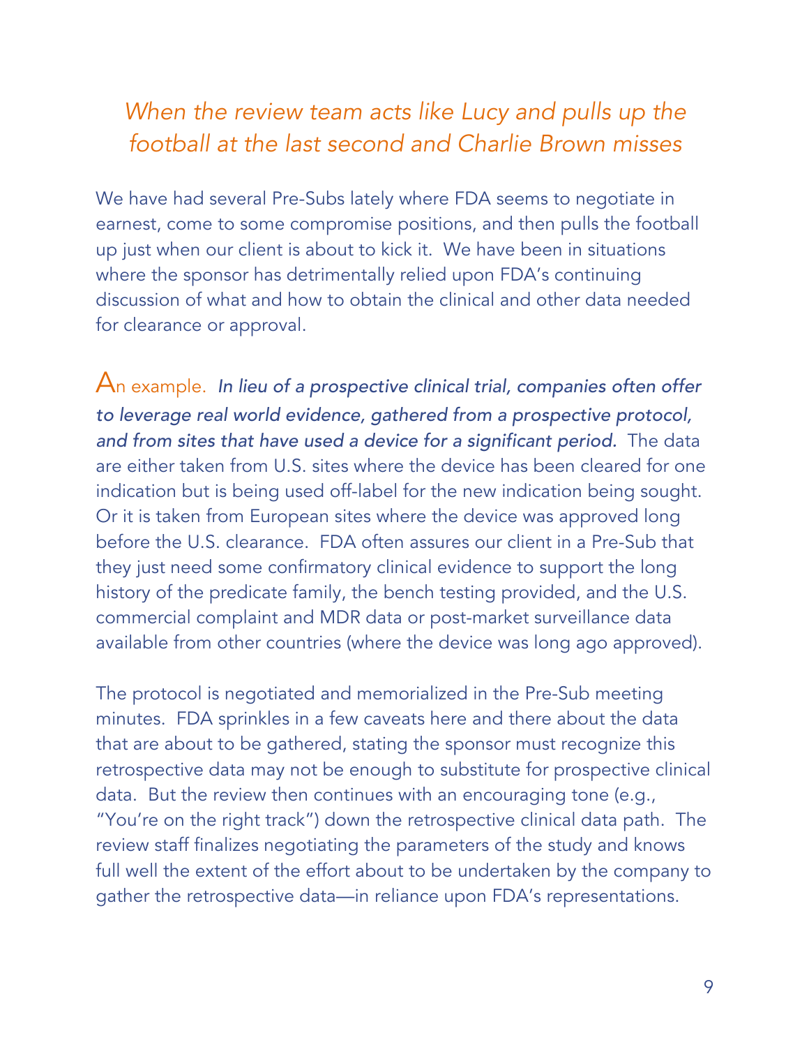## *When the review team acts like Lucy and pulls up the football at the last second and Charlie Brown misses*

We have had several Pre-Subs lately where FDA seems to negotiate in earnest, come to some compromise positions, and then pulls the football up just when our client is about to kick it. We have been in situations where the sponsor has detrimentally relied upon FDA's continuing discussion of what and how to obtain the clinical and other data needed for clearance or approval.

An example. *In lieu of a prospective clinical trial, companies often offer to leverage real world evidence, gathered from a prospective protocol, and from sites that have used a device for a significant period.* The data are either taken from U.S. sites where the device has been cleared for one indication but is being used off-label for the new indication being sought. Or it is taken from European sites where the device was approved long before the U.S. clearance. FDA often assures our client in a Pre-Sub that they just need some confirmatory clinical evidence to support the long history of the predicate family, the bench testing provided, and the U.S. commercial complaint and MDR data or post-market surveillance data available from other countries (where the device was long ago approved).

The protocol is negotiated and memorialized in the Pre-Sub meeting minutes. FDA sprinkles in a few caveats here and there about the data that are about to be gathered, stating the sponsor must recognize this retrospective data may not be enough to substitute for prospective clinical data. But the review then continues with an encouraging tone (e.g., "You're on the right track") down the retrospective clinical data path. The review staff finalizes negotiating the parameters of the study and knows full well the extent of the effort about to be undertaken by the company to gather the retrospective data—in reliance upon FDA's representations.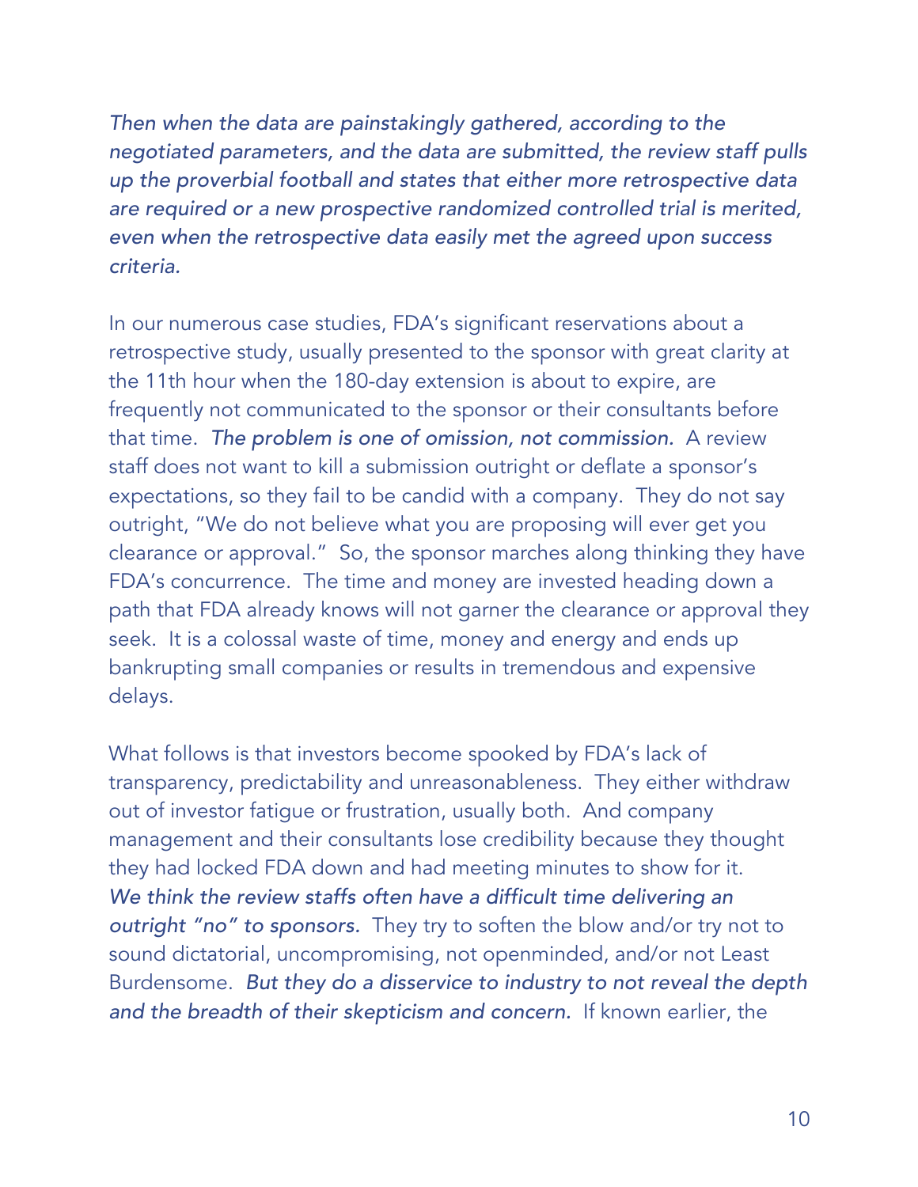*Then when the data are painstakingly gathered, according to the negotiated parameters, and the data are submitted, the review staff pulls up the proverbial football and states that either more retrospective data are required or a new prospective randomized controlled trial is merited, even when the retrospective data easily met the agreed upon success criteria.*

In our numerous case studies, FDA's significant reservations about a retrospective study, usually presented to the sponsor with great clarity at the 11th hour when the 180-day extension is about to expire, are frequently not communicated to the sponsor or their consultants before that time. *The problem is one of omission, not commission.* A review staff does not want to kill a submission outright or deflate a sponsor's expectations, so they fail to be candid with a company. They do not say outright, "We do not believe what you are proposing will ever get you clearance or approval." So, the sponsor marches along thinking they have FDA's concurrence. The time and money are invested heading down a path that FDA already knows will not garner the clearance or approval they seek. It is a colossal waste of time, money and energy and ends up bankrupting small companies or results in tremendous and expensive delays.

What follows is that investors become spooked by FDA's lack of transparency, predictability and unreasonableness. They either withdraw out of investor fatigue or frustration, usually both. And company management and their consultants lose credibility because they thought they had locked FDA down and had meeting minutes to show for it. *We think the review staffs often have a difficult time delivering an outright "no" to sponsors.* They try to soften the blow and/or try not to sound dictatorial, uncompromising, not openminded, and/or not Least Burdensome. *But they do a disservice to industry to not reveal the depth and the breadth of their skepticism and concern.* If known earlier, the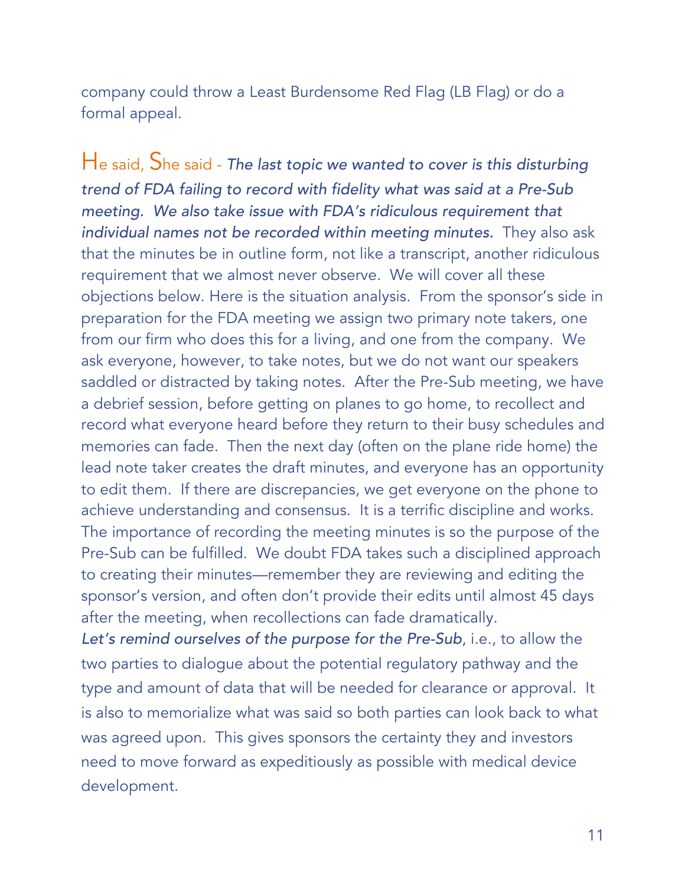company could throw a Least Burdensome Red Flag (LB Flag) or do a formal appeal.

He said, She said - *The last topic we wanted to cover is this disturbing trend of FDA failing to record with fidelity what was said at a Pre-Sub meeting. We also take issue with FDA's ridiculous requirement that individual names not be recorded within meeting minutes.* They also ask that the minutes be in outline form, not like a transcript, another ridiculous requirement that we almost never observe. We will cover all these objections below. Here is the situation analysis. From the sponsor's side in preparation for the FDA meeting we assign two primary note takers, one from our firm who does this for a living, and one from the company. We ask everyone, however, to take notes, but we do not want our speakers saddled or distracted by taking notes. After the Pre-Sub meeting, we have a debrief session, before getting on planes to go home, to recollect and record what everyone heard before they return to their busy schedules and memories can fade. Then the next day (often on the plane ride home) the lead note taker creates the draft minutes, and everyone has an opportunity to edit them. If there are discrepancies, we get everyone on the phone to achieve understanding and consensus. It is a terrific discipline and works. The importance of recording the meeting minutes is so the purpose of the Pre-Sub can be fulfilled. We doubt FDA takes such a disciplined approach to creating their minutes—remember they are reviewing and editing the sponsor's version, and often don't provide their edits until almost 45 days after the meeting, when recollections can fade dramatically.

*Let's remind ourselves of the purpose for the Pre-Sub*, i.e., to allow the two parties to dialogue about the potential regulatory pathway and the type and amount of data that will be needed for clearance or approval. It is also to memorialize what was said so both parties can look back to what was agreed upon. This gives sponsors the certainty they and investors need to move forward as expeditiously as possible with medical device development.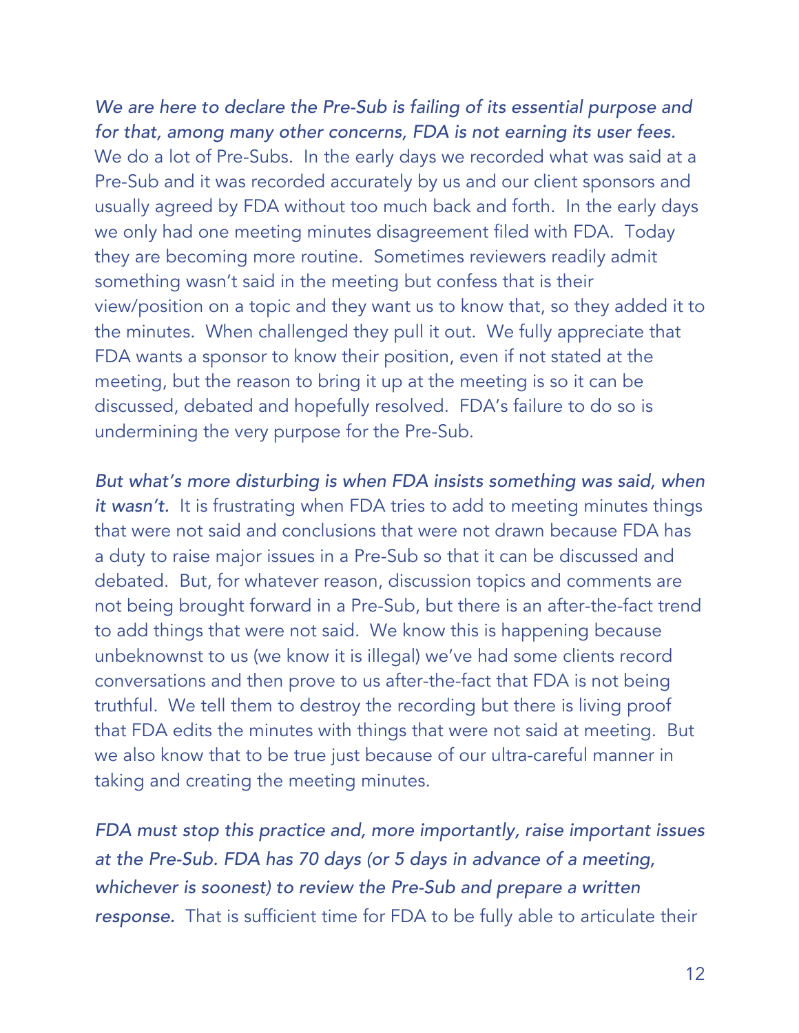*We are here to declare the Pre-Sub is failing of its essential purpose and for that, among many other concerns, FDA is not earning its user fees.* We do a lot of Pre-Subs. In the early days we recorded what was said at a Pre-Sub and it was recorded accurately by us and our client sponsors and usually agreed by FDA without too much back and forth. In the early days we only had one meeting minutes disagreement filed with FDA. Today they are becoming more routine. Sometimes reviewers readily admit something wasn't said in the meeting but confess that is their view/position on a topic and they want us to know that, so they added it to the minutes. When challenged they pull it out. We fully appreciate that FDA wants a sponsor to know their position, even if not stated at the meeting, but the reason to bring it up at the meeting is so it can be discussed, debated and hopefully resolved. FDA's failure to do so is undermining the very purpose for the Pre-Sub.

*But what's more disturbing is when FDA insists something was said, when it wasn't.* It is frustrating when FDA tries to add to meeting minutes things that were not said and conclusions that were not drawn because FDA has a duty to raise major issues in a Pre-Sub so that it can be discussed and debated. But, for whatever reason, discussion topics and comments are not being brought forward in a Pre-Sub, but there is an after-the-fact trend to add things that were not said. We know this is happening because unbeknownst to us (we know it is illegal) we've had some clients record conversations and then prove to us after-the-fact that FDA is not being truthful. We tell them to destroy the recording but there is living proof that FDA edits the minutes with things that were not said at meeting. But we also know that to be true just because of our ultra-careful manner in taking and creating the meeting minutes.

*FDA must stop this practice and, more importantly, raise important issues at the Pre-Sub. FDA has 70 days (or 5 days in advance of a meeting, whichever is soonest) to review the Pre-Sub and prepare a written response.* That is sufficient time for FDA to be fully able to articulate their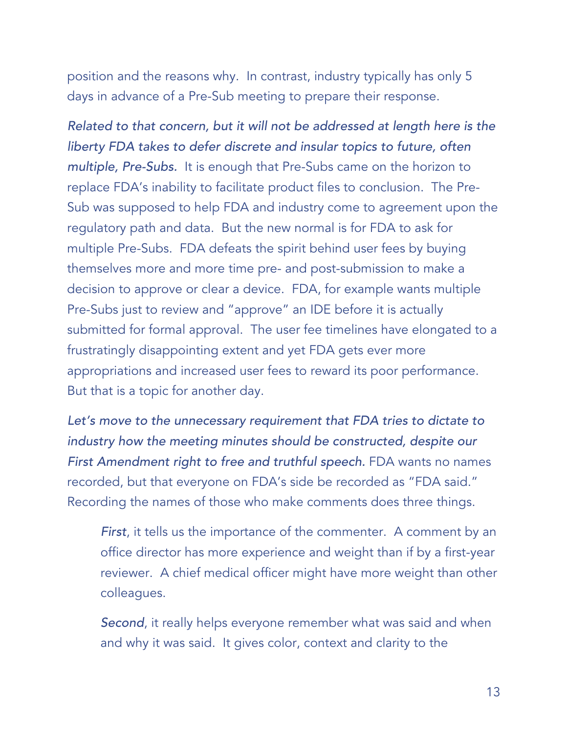position and the reasons why. In contrast, industry typically has only 5 days in advance of a Pre-Sub meeting to prepare their response.

*Related to that concern, but it will not be addressed at length here is the liberty FDA takes to defer discrete and insular topics to future, often multiple, Pre-Subs.* It is enough that Pre-Subs came on the horizon to replace FDA's inability to facilitate product files to conclusion. The Pre-Sub was supposed to help FDA and industry come to agreement upon the regulatory path and data. But the new normal is for FDA to ask for multiple Pre-Subs. FDA defeats the spirit behind user fees by buying themselves more and more time pre- and post-submission to make a decision to approve or clear a device. FDA, for example wants multiple Pre-Subs just to review and "approve" an IDE before it is actually submitted for formal approval. The user fee timelines have elongated to a frustratingly disappointing extent and yet FDA gets ever more appropriations and increased user fees to reward its poor performance. But that is a topic for another day.

*Let's move to the unnecessary requirement that FDA tries to dictate to industry how the meeting minutes should be constructed, despite our First Amendment right to free and truthful speech.* FDA wants no names recorded, but that everyone on FDA's side be recorded as "FDA said." Recording the names of those who make comments does three things.

> *First*, it tells us the importance of the commenter. A comment by an office director has more experience and weight than if by a first-year reviewer. A chief medical officer might have more weight than other colleagues.
>
> *Second*, it really helps everyone remember what was said and when and why it was said. It gives color, context and clarity to the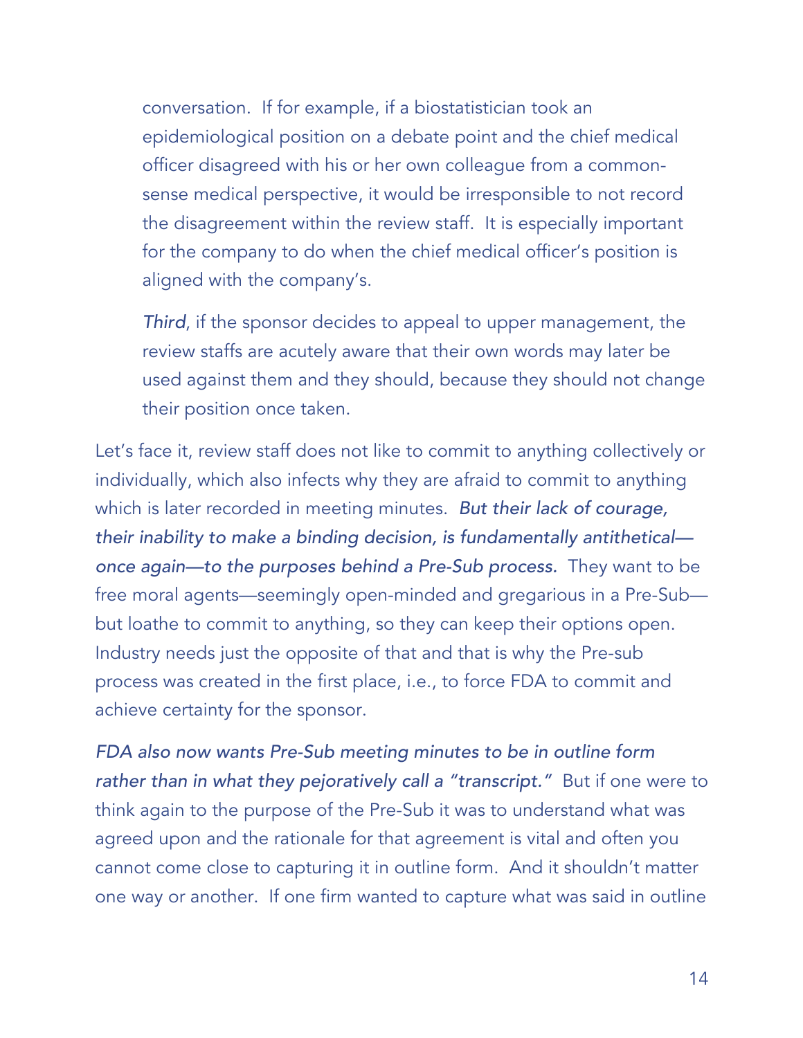conversation. If for example, if a biostatistician took an epidemiological position on a debate point and the chief medical officer disagreed with his or her own colleague from a common-sense medical perspective, it would be irresponsible to not record the disagreement within the review staff. It is especially important for the company to do when the chief medical officer's position is aligned with the company's.

*Third*, if the sponsor decides to appeal to upper management, the review staffs are acutely aware that their own words may later be used against them and they should, because they should not change their position once taken.

Let's face it, review staff does not like to commit to anything collectively or individually, which also infects why they are afraid to commit to anything which is later recorded in meeting minutes. *But their lack of courage, their inability to make a binding decision, is fundamentally antithetical—once again—to the purposes behind a Pre-Sub process.* They want to be free moral agents—seemingly open-minded and gregarious in a Pre-Sub—but loathe to commit to anything, so they can keep their options open. Industry needs just the opposite of that and that is why the Pre-sub process was created in the first place, i.e., to force FDA to commit and achieve certainty for the sponsor.

*FDA also now wants Pre-Sub meeting minutes to be in outline form rather than in what they pejoratively call a "transcript."* But if one were to think again to the purpose of the Pre-Sub it was to understand what was agreed upon and the rationale for that agreement is vital and often you cannot come close to capturing it in outline form. And it shouldn't matter one way or another. If one firm wanted to capture what was said in outline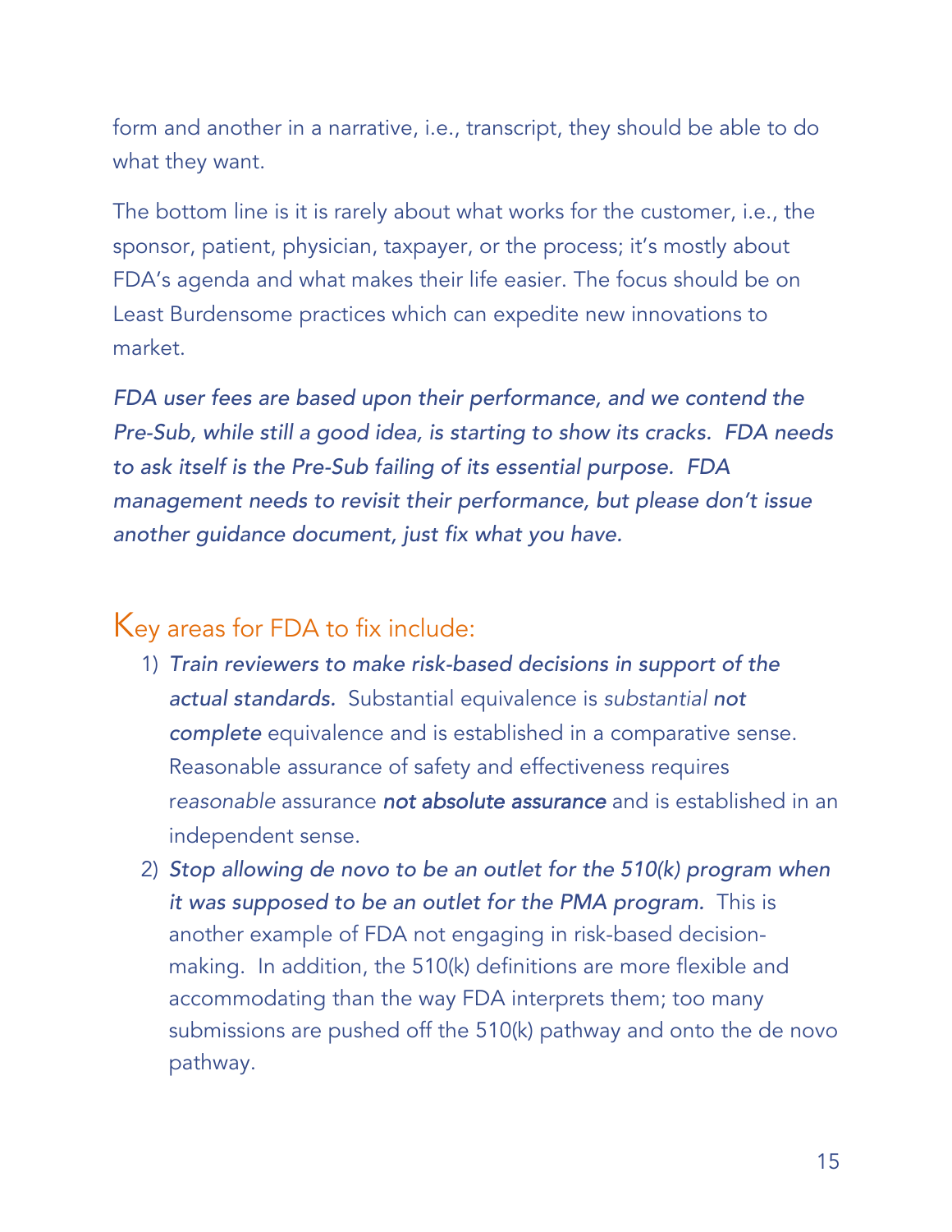form and another in a narrative, i.e., transcript, they should be able to do what they want.

The bottom line is it is rarely about what works for the customer, i.e., the sponsor, patient, physician, taxpayer, or the process; it's mostly about FDA's agenda and what makes their life easier. The focus should be on Least Burdensome practices which can expedite new innovations to market.

*FDA user fees are based upon their performance, and we contend the Pre-Sub, while still a good idea, is starting to show its cracks. FDA needs to ask itself is the Pre-Sub failing of its essential purpose. FDA management needs to revisit their performance, but please don't issue another guidance document, just fix what you have.*

## Key areas for FDA to fix include:

1) *Train reviewers to make risk-based decisions in support of the actual standards.* Substantial equivalence is *substantial* ***not complete*** equivalence and is established in a comparative sense. Reasonable assurance of safety and effectiveness requires *reasonable* assurance ***not absolute assurance*** and is established in an independent sense.
2) *Stop allowing de novo to be an outlet for the 510(k) program when it was supposed to be an outlet for the PMA program.* This is another example of FDA not engaging in risk-based decision-making. In addition, the 510(k) definitions are more flexible and accommodating than the way FDA interprets them; too many submissions are pushed off the 510(k) pathway and onto the de novo pathway.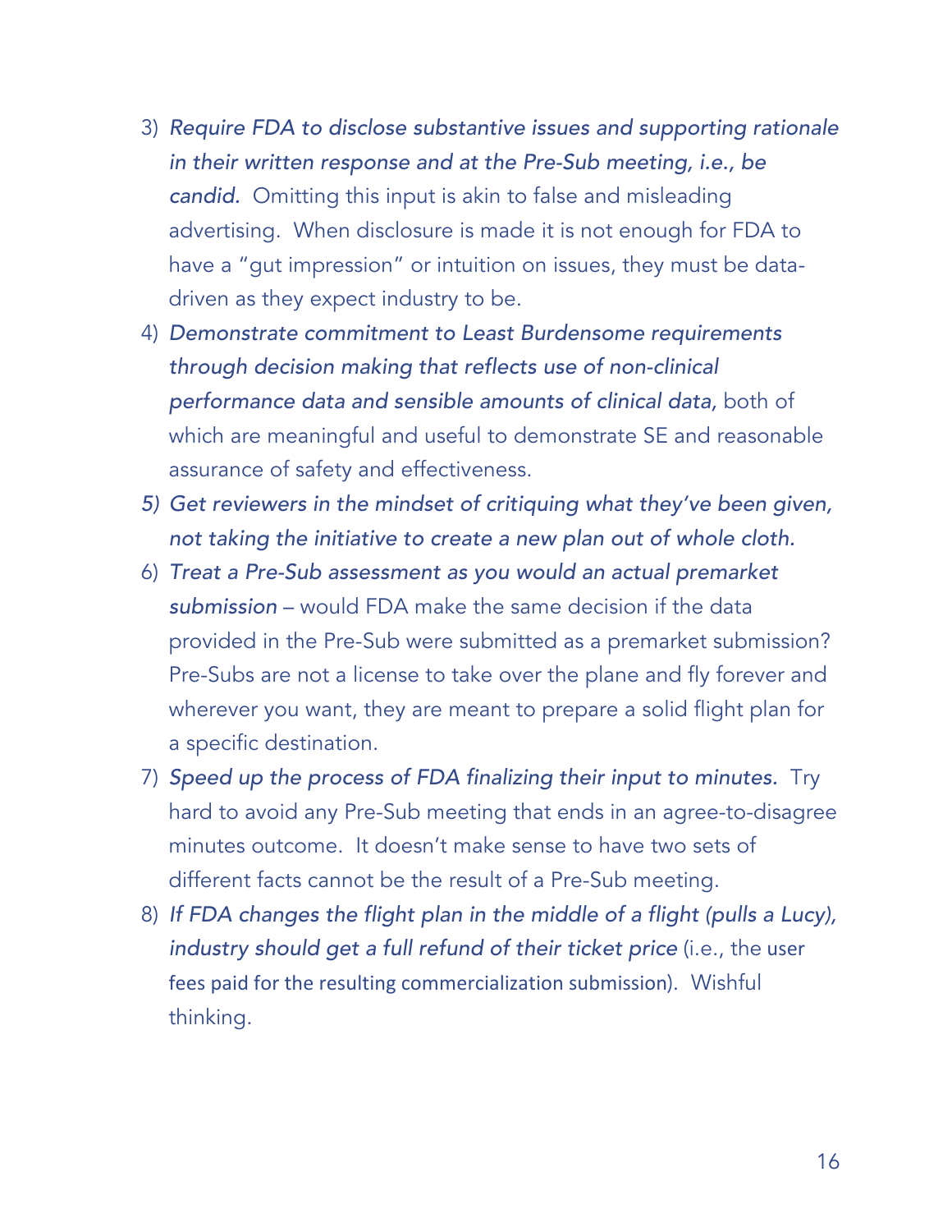3) *Require FDA to disclose substantive issues and supporting rationale in their written response and at the Pre-Sub meeting, i.e., be candid.* Omitting this input is akin to false and misleading advertising. When disclosure is made it is not enough for FDA to have a "gut impression" or intuition on issues, they must be data-driven as they expect industry to be.
4) *Demonstrate commitment to Least Burdensome requirements through decision making that reflects use of non-clinical performance data and sensible amounts of clinical data,* both of which are meaningful and useful to demonstrate SE and reasonable assurance of safety and effectiveness.
5) *Get reviewers in the mindset of critiquing what they've been given, not taking the initiative to create a new plan out of whole cloth.*
6) *Treat a Pre-Sub assessment as you would an actual premarket submission* – would FDA make the same decision if the data provided in the Pre-Sub were submitted as a premarket submission? Pre-Subs are not a license to take over the plane and fly forever and wherever you want, they are meant to prepare a solid flight plan for a specific destination.
7) *Speed up the process of FDA finalizing their input to minutes.* Try hard to avoid any Pre-Sub meeting that ends in an agree-to-disagree minutes outcome. It doesn't make sense to have two sets of different facts cannot be the result of a Pre-Sub meeting.
8) *If FDA changes the flight plan in the middle of a flight (pulls a Lucy), industry should get a full refund of their ticket price* (i.e., the user fees paid for the resulting commercialization submission). Wishful thinking.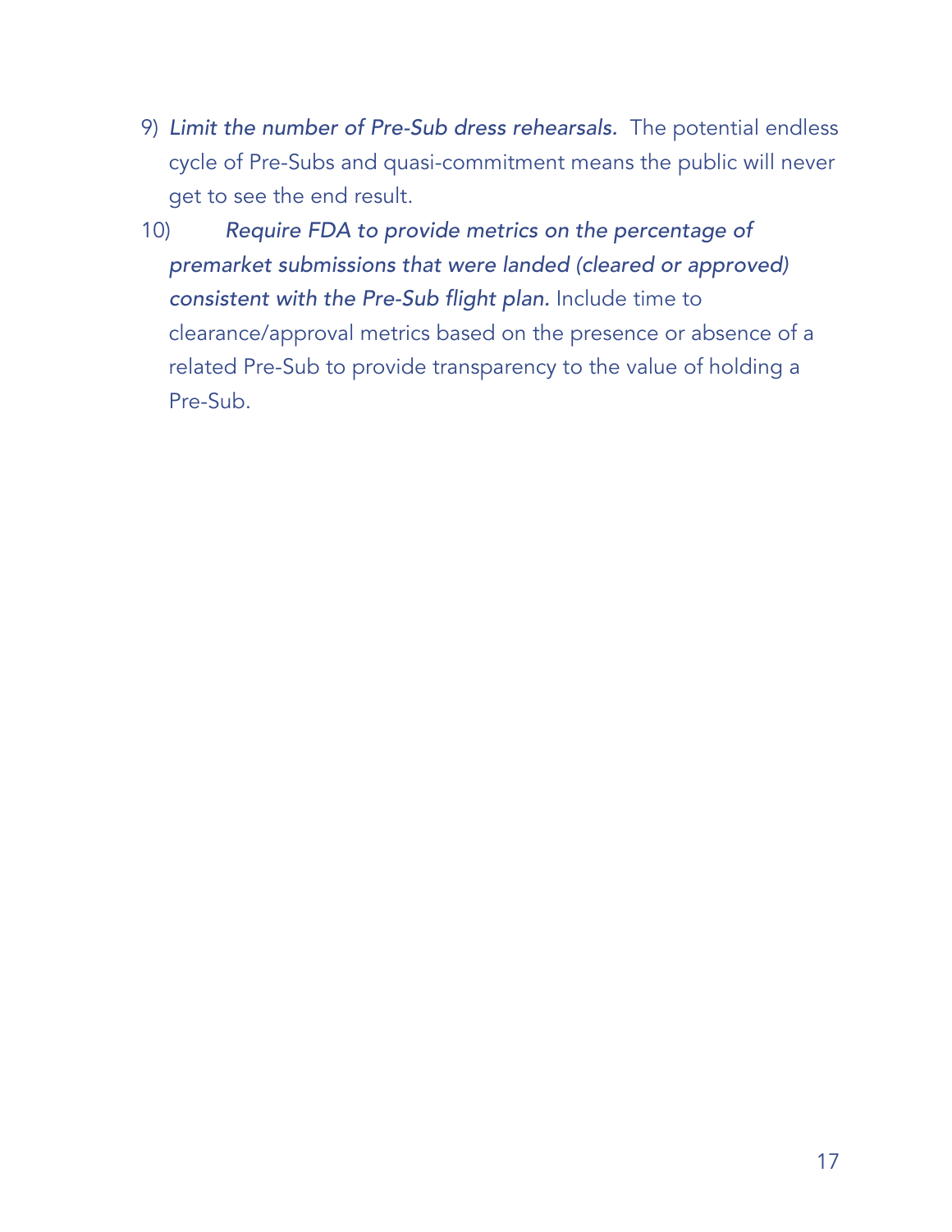9) *Limit the number of Pre-Sub dress rehearsals.* The potential endless cycle of Pre-Subs and quasi-commitment means the public will never get to see the end result.

10) *Require FDA to provide metrics on the percentage of premarket submissions that were landed (cleared or approved) consistent with the Pre-Sub flight plan.* Include time to clearance/approval metrics based on the presence or absence of a related Pre-Sub to provide transparency to the value of holding a Pre-Sub.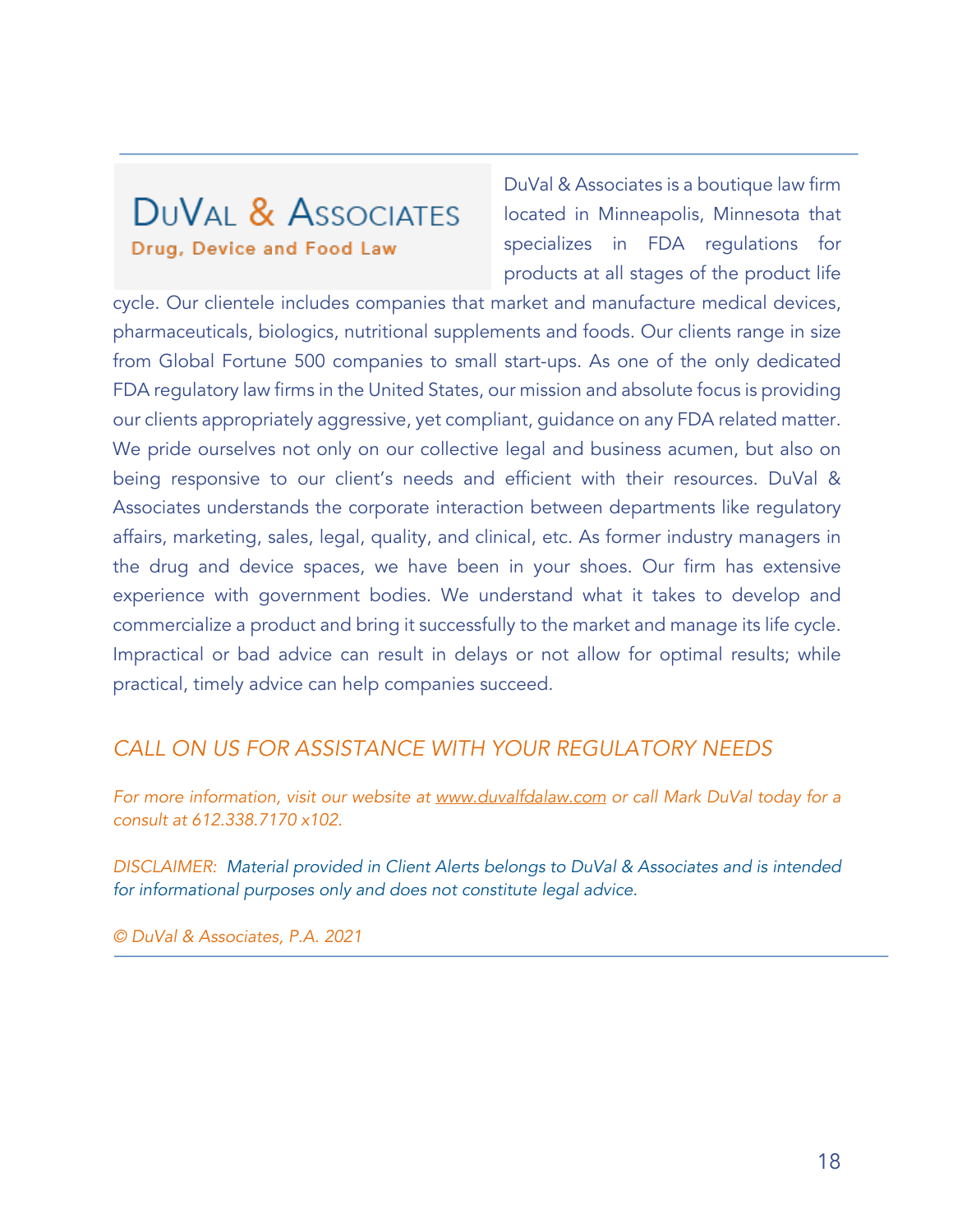DuVal & Associates

Drug, Device and Food Law

DuVal & Associates is a boutique law firm located in Minneapolis, Minnesota that specializes in FDA regulations for products at all stages of the product life cycle. Our clientele includes companies that market and manufacture medical devices, pharmaceuticals, biologics, nutritional supplements and foods. Our clients range in size from Global Fortune 500 companies to small start-ups. As one of the only dedicated FDA regulatory law firms in the United States, our mission and absolute focus is providing our clients appropriately aggressive, yet compliant, guidance on any FDA related matter. We pride ourselves not only on our collective legal and business acumen, but also on being responsive to our client's needs and efficient with their resources. DuVal & Associates understands the corporate interaction between departments like regulatory affairs, marketing, sales, legal, quality, and clinical, etc. As former industry managers in the drug and device spaces, we have been in your shoes. Our firm has extensive experience with government bodies. We understand what it takes to develop and commercialize a product and bring it successfully to the market and manage its life cycle. Impractical or bad advice can result in delays or not allow for optimal results; while practical, timely advice can help companies succeed.

## *CALL ON US FOR ASSISTANCE WITH YOUR REGULATORY NEEDS*

*For more information, visit our website at www.duvalfdalaw.com or call Mark DuVal today for a consult at 612.338.7170 x102.*

*DISCLAIMER: Material provided in Client Alerts belongs to DuVal & Associates and is intended for informational purposes only and does not constitute legal advice.*

*© DuVal & Associates, P.A. 2021*